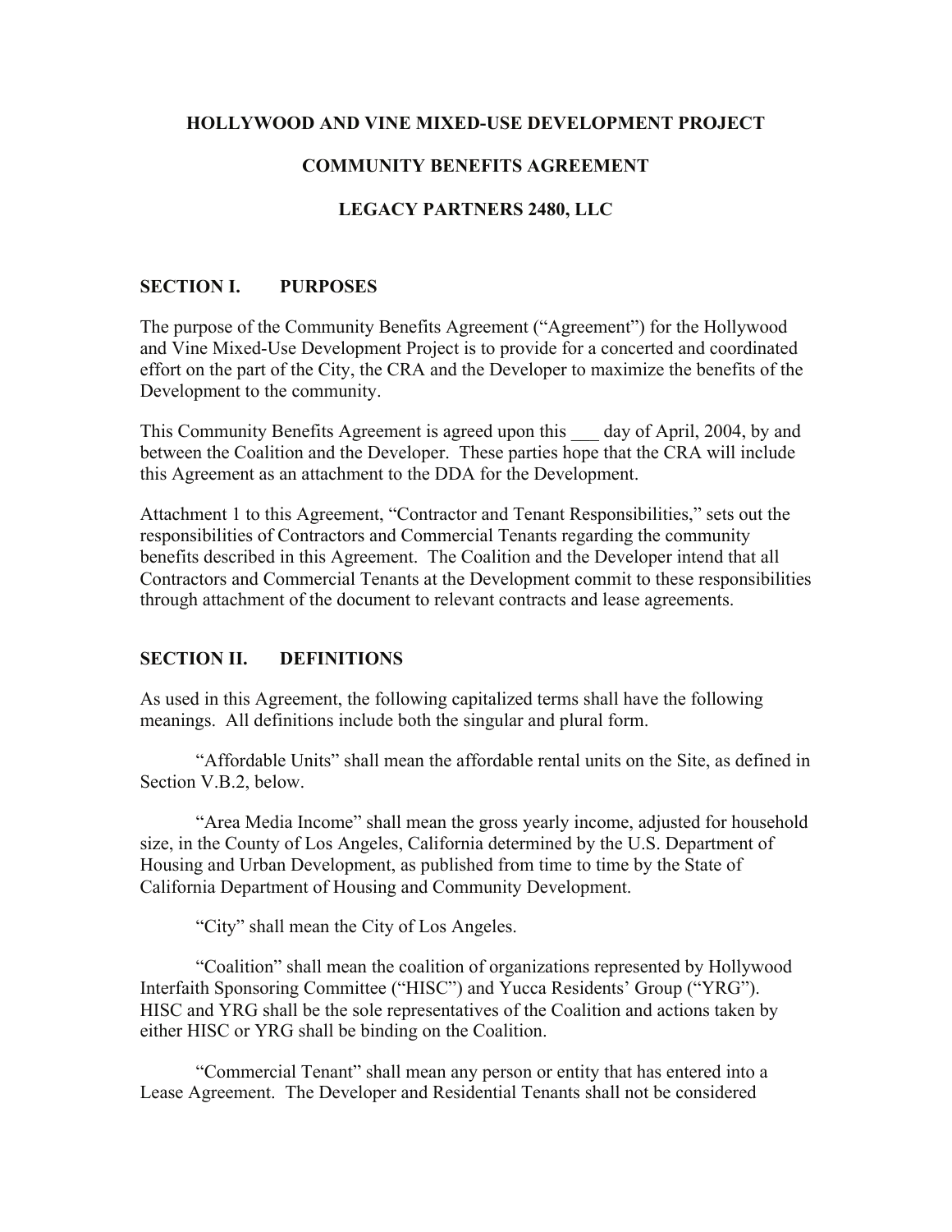# HOLLYWOOD AND VINE MIXED-USE DEVELOPMENT PROJECT

# COMMUNITY BENEFITS AGREEMENT

# LEGACY PARTNERS 2480, LLC

## SECTION I. PURPOSES

The purpose of the Community Benefits Agreement ("Agreement") for the Hollywood and Vine Mixed-Use Development Project is to provide for a concerted and coordinated effort on the part of the City, the CRA and the Developer to maximize the benefits of the Development to the community.

This Community Benefits Agreement is agreed upon this ___ day of April, 2004, by and between the Coalition and the Developer. These parties hope that the CRA will include this Agreement as an attachment to the DDA for the Development.

Attachment 1 to this Agreement, "Contractor and Tenant Responsibilities," sets out the responsibilities of Contractors and Commercial Tenants regarding the community benefits described in this Agreement. The Coalition and the Developer intend that all Contractors and Commercial Tenants at the Development commit to these responsibilities through attachment of the document to relevant contracts and lease agreements.

## SECTION II. DEFINITIONS

As used in this Agreement, the following capitalized terms shall have the following meanings. All definitions include both the singular and plural form.

"Affordable Units" shall mean the affordable rental units on the Site, as defined in Section V.B.2, below.

"Area Media Income" shall mean the gross yearly income, adjusted for household size, in the County of Los Angeles, California determined by the U.S. Department of Housing and Urban Development, as published from time to time by the State of California Department of Housing and Community Development.

"City" shall mean the City of Los Angeles.

"Coalition" shall mean the coalition of organizations represented by Hollywood Interfaith Sponsoring Committee ("HISC") and Yucca Residents' Group ("YRG"). HISC and YRG shall be the sole representatives of the Coalition and actions taken by either HISC or YRG shall be binding on the Coalition.

"Commercial Tenant" shall mean any person or entity that has entered into a Lease Agreement. The Developer and Residential Tenants shall not be considered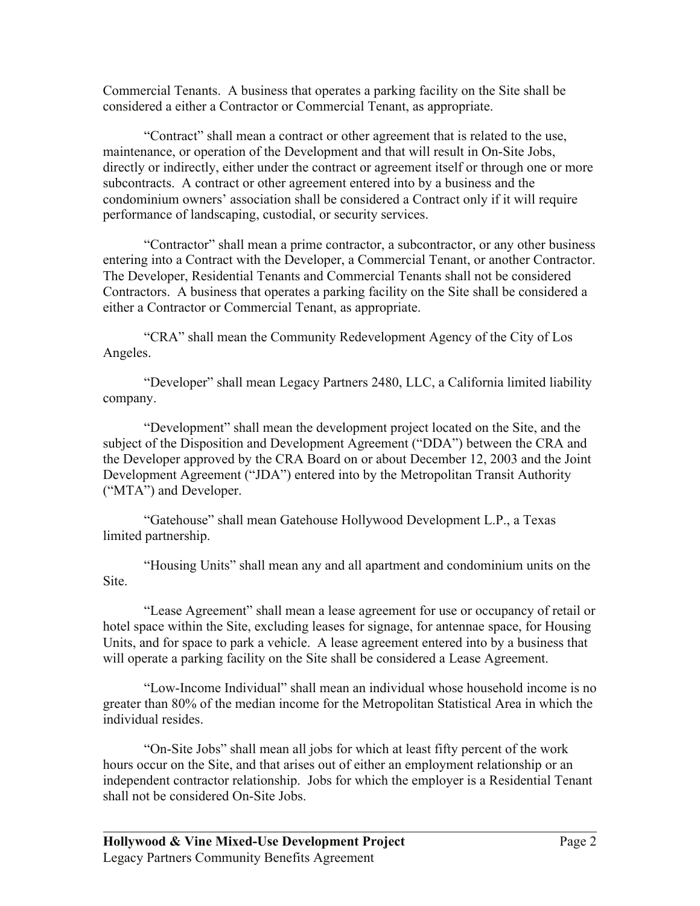Commercial Tenants. A business that operates a parking facility on the Site shall be considered a either a Contractor or Commercial Tenant, as appropriate.

"Contract" shall mean a contract or other agreement that is related to the use, maintenance, or operation of the Development and that will result in On-Site Jobs, directly or indirectly, either under the contract or agreement itself or through one or more subcontracts. A contract or other agreement entered into by a business and the condominium owners' association shall be considered a Contract only if it will require performance of landscaping, custodial, or security services.

"Contractor" shall mean a prime contractor, a subcontractor, or any other business entering into a Contract with the Developer, a Commercial Tenant, or another Contractor. The Developer, Residential Tenants and Commercial Tenants shall not be considered Contractors. A business that operates a parking facility on the Site shall be considered a either a Contractor or Commercial Tenant, as appropriate.

"CRA" shall mean the Community Redevelopment Agency of the City of Los Angeles.

"Developer" shall mean Legacy Partners 2480, LLC, a California limited liability company.

"Development" shall mean the development project located on the Site, and the subject of the Disposition and Development Agreement ("DDA") between the CRA and the Developer approved by the CRA Board on or about December 12, 2003 and the Joint Development Agreement ("JDA") entered into by the Metropolitan Transit Authority ("MTA") and Developer.

"Gatehouse" shall mean Gatehouse Hollywood Development L.P., a Texas limited partnership.

"Housing Units" shall mean any and all apartment and condominium units on the Site.

"Lease Agreement" shall mean a lease agreement for use or occupancy of retail or hotel space within the Site, excluding leases for signage, for antennae space, for Housing Units, and for space to park a vehicle. A lease agreement entered into by a business that will operate a parking facility on the Site shall be considered a Lease Agreement.

"Low-Income Individual" shall mean an individual whose household income is no greater than 80% of the median income for the Metropolitan Statistical Area in which the individual resides.

"On-Site Jobs" shall mean all jobs for which at least fifty percent of the work hours occur on the Site, and that arises out of either an employment relationship or an independent contractor relationship. Jobs for which the employer is a Residential Tenant shall not be considered On-Site Jobs.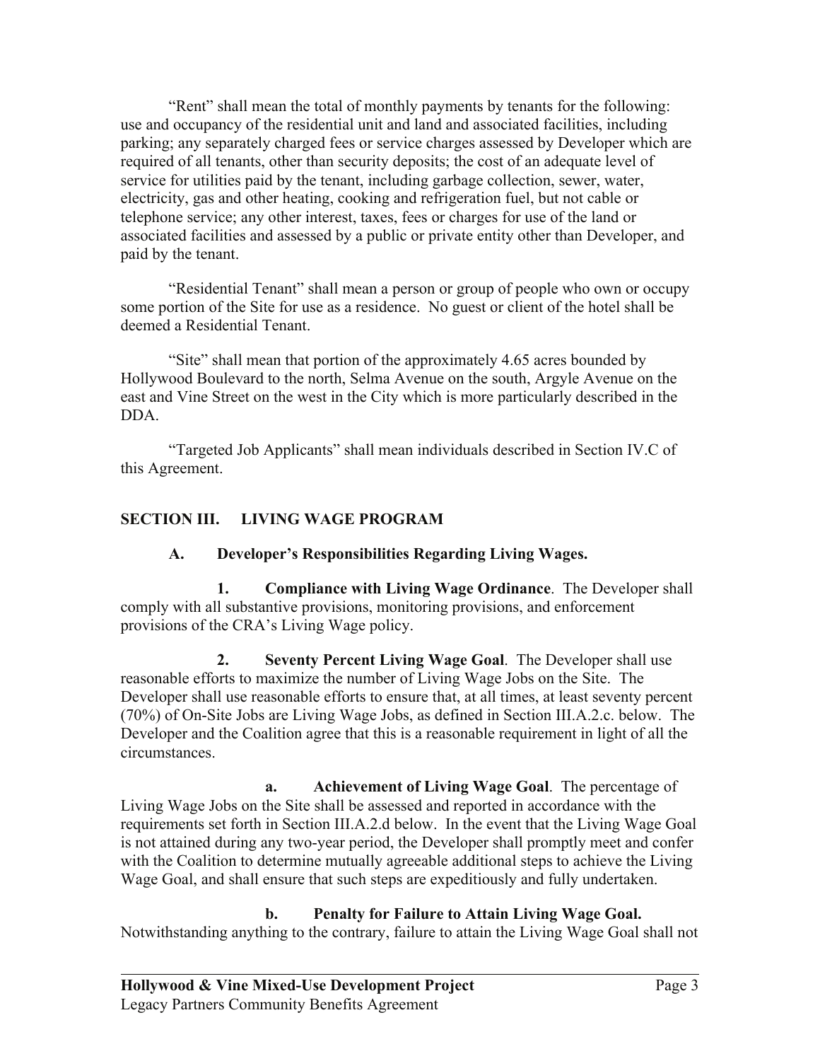"Rent" shall mean the total of monthly payments by tenants for the following: use and occupancy of the residential unit and land and associated facilities, including parking; any separately charged fees or service charges assessed by Developer which are required of all tenants, other than security deposits; the cost of an adequate level of service for utilities paid by the tenant, including garbage collection, sewer, water, electricity, gas and other heating, cooking and refrigeration fuel, but not cable or telephone service; any other interest, taxes, fees or charges for use of the land or associated facilities and assessed by a public or private entity other than Developer, and paid by the tenant.

"Residential Tenant" shall mean a person or group of people who own or occupy some portion of the Site for use as a residence. No guest or client of the hotel shall be deemed a Residential Tenant.

"Site" shall mean that portion of the approximately 4.65 acres bounded by Hollywood Boulevard to the north, Selma Avenue on the south, Argyle Avenue on the east and Vine Street on the west in the City which is more particularly described in the DDA.

"Targeted Job Applicants" shall mean individuals described in Section IV.C of this Agreement.

## SECTION III. LIVING WAGE PROGRAM

### A. Developer's Responsibilities Regarding Living Wages.

**1. Compliance with Living Wage Ordinance**. The Developer shall comply with all substantive provisions, monitoring provisions, and enforcement provisions of the CRA's Living Wage policy.

**2. Seventy Percent Living Wage Goal**. The Developer shall use reasonable efforts to maximize the number of Living Wage Jobs on the Site. The Developer shall use reasonable efforts to ensure that, at all times, at least seventy percent (70%) of On-Site Jobs are Living Wage Jobs, as defined in Section III.A.2.c. below. The Developer and the Coalition agree that this is a reasonable requirement in light of all the circumstances.

**a. Achievement of Living Wage Goal**. The percentage of Living Wage Jobs on the Site shall be assessed and reported in accordance with the requirements set forth in Section III.A.2.d below. In the event that the Living Wage Goal is not attained during any two-year period, the Developer shall promptly meet and confer with the Coalition to determine mutually agreeable additional steps to achieve the Living Wage Goal, and shall ensure that such steps are expeditiously and fully undertaken.

**b. Penalty for Failure to Attain Living Wage Goal.** Notwithstanding anything to the contrary, failure to attain the Living Wage Goal shall not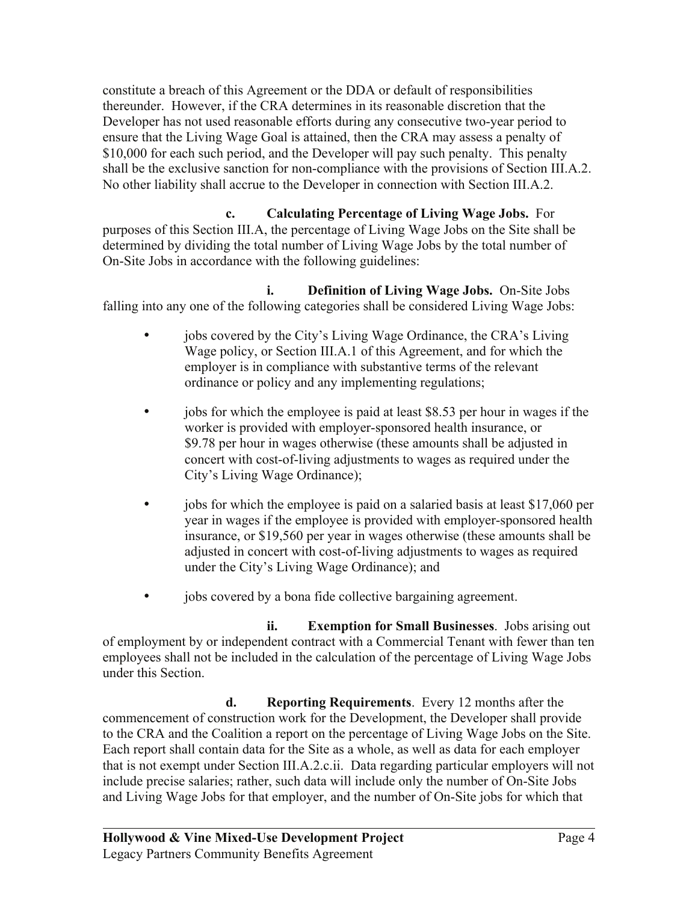constitute a breach of this Agreement or the DDA or default of responsibilities thereunder. However, if the CRA determines in its reasonable discretion that the Developer has not used reasonable efforts during any consecutive two-year period to ensure that the Living Wage Goal is attained, then the CRA may assess a penalty of $10,000 for each such period, and the Developer will pay such penalty. This penalty shall be the exclusive sanction for non-compliance with the provisions of Section III.A.2. No other liability shall accrue to the Developer in connection with Section III.A.2.

**c. Calculating Percentage of Living Wage Jobs.** For purposes of this Section III.A, the percentage of Living Wage Jobs on the Site shall be determined by dividing the total number of Living Wage Jobs by the total number of On-Site Jobs in accordance with the following guidelines:

**i. Definition of Living Wage Jobs.** On-Site Jobs falling into any one of the following categories shall be considered Living Wage Jobs:

- jobs covered by the City's Living Wage Ordinance, the CRA's Living Wage policy, or Section III.A.1 of this Agreement, and for which the employer is in compliance with substantive terms of the relevant ordinance or policy and any implementing regulations;
- jobs for which the employee is paid at least $8.53 per hour in wages if the worker is provided with employer-sponsored health insurance, or $9.78 per hour in wages otherwise (these amounts shall be adjusted in concert with cost-of-living adjustments to wages as required under the City's Living Wage Ordinance);
- jobs for which the employee is paid on a salaried basis at least $17,060 per year in wages if the employee is provided with employer-sponsored health insurance, or $19,560 per year in wages otherwise (these amounts shall be adjusted in concert with cost-of-living adjustments to wages as required under the City's Living Wage Ordinance); and
- jobs covered by a bona fide collective bargaining agreement.

**ii. Exemption for Small Businesses**. Jobs arising out of employment by or independent contract with a Commercial Tenant with fewer than ten employees shall not be included in the calculation of the percentage of Living Wage Jobs under this Section.

**d. Reporting Requirements**. Every 12 months after the commencement of construction work for the Development, the Developer shall provide to the CRA and the Coalition a report on the percentage of Living Wage Jobs on the Site. Each report shall contain data for the Site as a whole, as well as data for each employer that is not exempt under Section III.A.2.c.ii. Data regarding particular employers will not include precise salaries; rather, such data will include only the number of On-Site Jobs and Living Wage Jobs for that employer, and the number of On-Site jobs for which that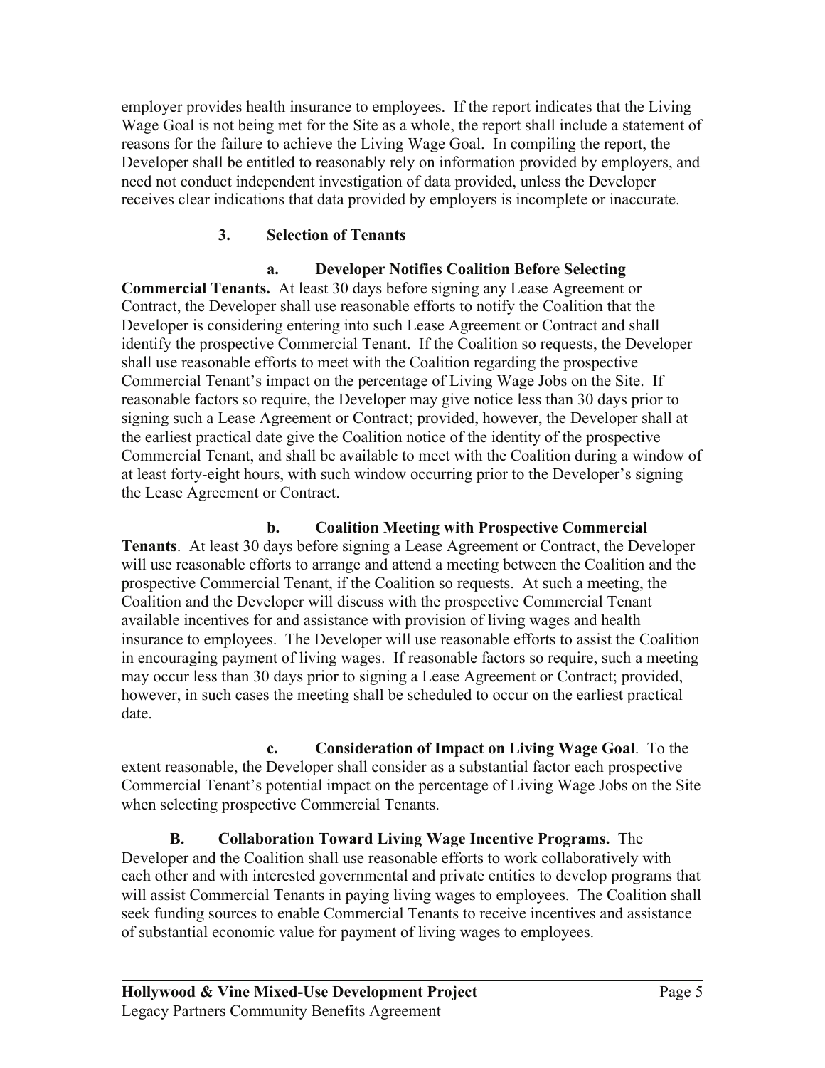employer provides health insurance to employees. If the report indicates that the Living Wage Goal is not being met for the Site as a whole, the report shall include a statement of reasons for the failure to achieve the Living Wage Goal. In compiling the report, the Developer shall be entitled to reasonably rely on information provided by employers, and need not conduct independent investigation of data provided, unless the Developer receives clear indications that data provided by employers is incomplete or inaccurate.

### 3. Selection of Tenants

**a. Developer Notifies Coalition Before Selecting Commercial Tenants.** At least 30 days before signing any Lease Agreement or Contract, the Developer shall use reasonable efforts to notify the Coalition that the Developer is considering entering into such Lease Agreement or Contract and shall identify the prospective Commercial Tenant. If the Coalition so requests, the Developer shall use reasonable efforts to meet with the Coalition regarding the prospective Commercial Tenant's impact on the percentage of Living Wage Jobs on the Site. If reasonable factors so require, the Developer may give notice less than 30 days prior to signing such a Lease Agreement or Contract; provided, however, the Developer shall at the earliest practical date give the Coalition notice of the identity of the prospective Commercial Tenant, and shall be available to meet with the Coalition during a window of at least forty-eight hours, with such window occurring prior to the Developer's signing the Lease Agreement or Contract.

**b. Coalition Meeting with Prospective Commercial Tenants**. At least 30 days before signing a Lease Agreement or Contract, the Developer will use reasonable efforts to arrange and attend a meeting between the Coalition and the prospective Commercial Tenant, if the Coalition so requests. At such a meeting, the Coalition and the Developer will discuss with the prospective Commercial Tenant available incentives for and assistance with provision of living wages and health insurance to employees. The Developer will use reasonable efforts to assist the Coalition in encouraging payment of living wages. If reasonable factors so require, such a meeting may occur less than 30 days prior to signing a Lease Agreement or Contract; provided, however, in such cases the meeting shall be scheduled to occur on the earliest practical date.

**c. Consideration of Impact on Living Wage Goal**. To the extent reasonable, the Developer shall consider as a substantial factor each prospective Commercial Tenant's potential impact on the percentage of Living Wage Jobs on the Site when selecting prospective Commercial Tenants.

**B. Collaboration Toward Living Wage Incentive Programs.** The Developer and the Coalition shall use reasonable efforts to work collaboratively with each other and with interested governmental and private entities to develop programs that will assist Commercial Tenants in paying living wages to employees. The Coalition shall seek funding sources to enable Commercial Tenants to receive incentives and assistance of substantial economic value for payment of living wages to employees.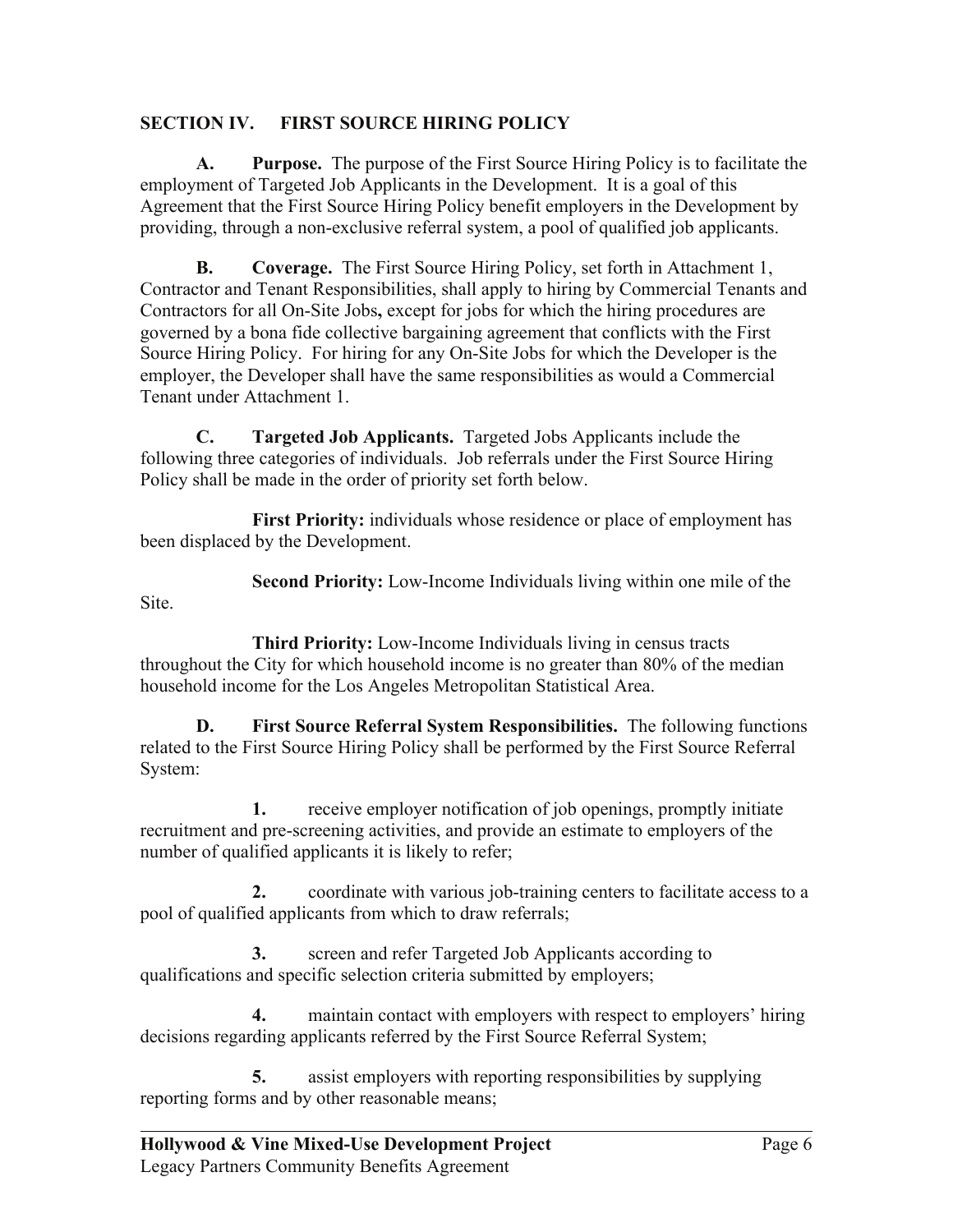## SECTION IV. FIRST SOURCE HIRING POLICY

**A. Purpose.** The purpose of the First Source Hiring Policy is to facilitate the employment of Targeted Job Applicants in the Development. It is a goal of this Agreement that the First Source Hiring Policy benefit employers in the Development by providing, through a non-exclusive referral system, a pool of qualified job applicants.

**B. Coverage.** The First Source Hiring Policy, set forth in Attachment 1, Contractor and Tenant Responsibilities, shall apply to hiring by Commercial Tenants and Contractors for all On-Site Jobs**,** except for jobs for which the hiring procedures are governed by a bona fide collective bargaining agreement that conflicts with the First Source Hiring Policy. For hiring for any On-Site Jobs for which the Developer is the employer, the Developer shall have the same responsibilities as would a Commercial Tenant under Attachment 1.

**C. Targeted Job Applicants.** Targeted Jobs Applicants include the following three categories of individuals. Job referrals under the First Source Hiring Policy shall be made in the order of priority set forth below.

**First Priority:** individuals whose residence or place of employment has been displaced by the Development.

**Second Priority:** Low-Income Individuals living within one mile of the Site.

**Third Priority:** Low-Income Individuals living in census tracts throughout the City for which household income is no greater than 80% of the median household income for the Los Angeles Metropolitan Statistical Area.

**D. First Source Referral System Responsibilities.** The following functions related to the First Source Hiring Policy shall be performed by the First Source Referral System:

**1.** receive employer notification of job openings, promptly initiate recruitment and pre-screening activities, and provide an estimate to employers of the number of qualified applicants it is likely to refer;

**2.** coordinate with various job-training centers to facilitate access to a pool of qualified applicants from which to draw referrals;

**3.** screen and refer Targeted Job Applicants according to qualifications and specific selection criteria submitted by employers;

**4.** maintain contact with employers with respect to employers' hiring decisions regarding applicants referred by the First Source Referral System;

**5.** assist employers with reporting responsibilities by supplying reporting forms and by other reasonable means;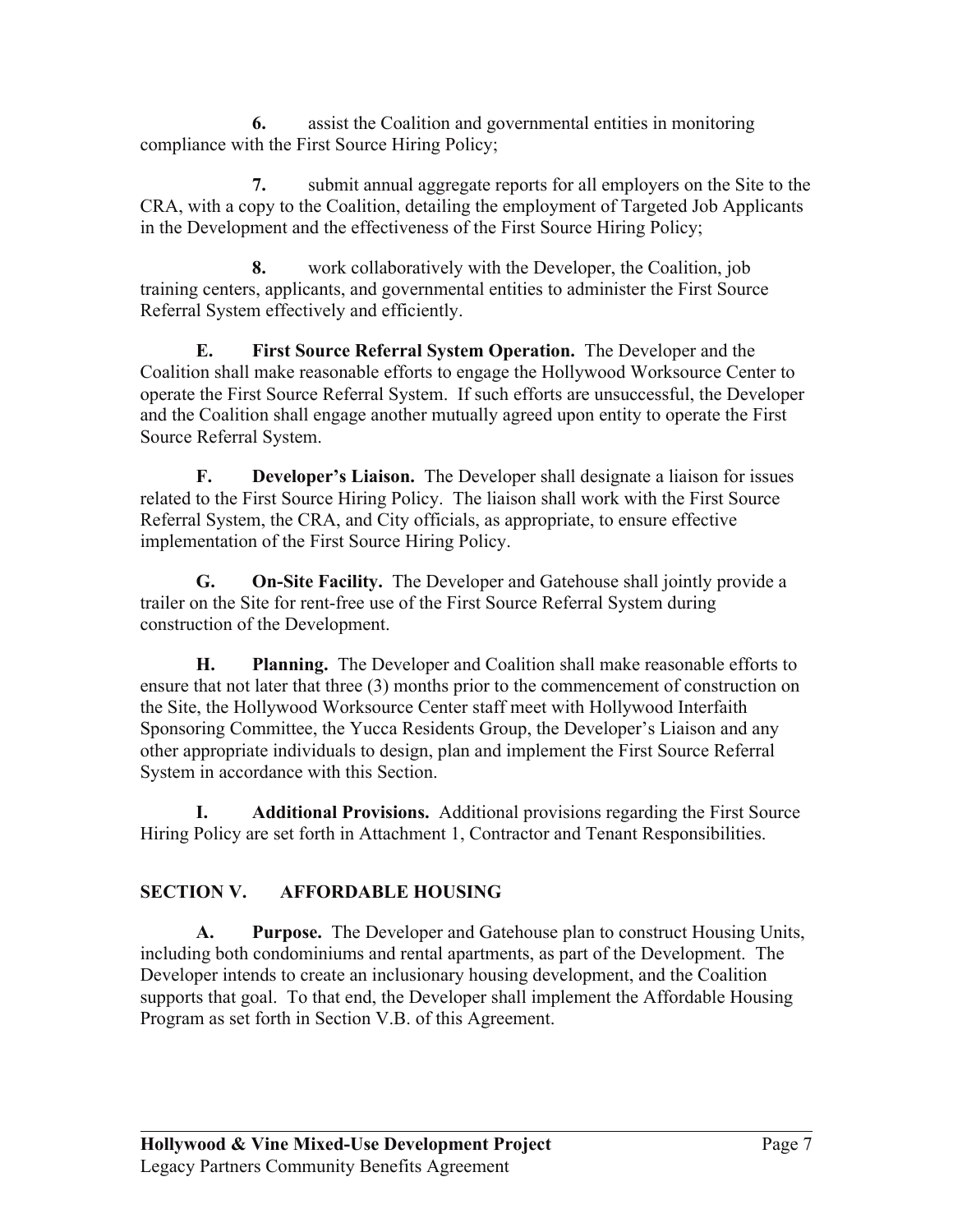**6.** assist the Coalition and governmental entities in monitoring compliance with the First Source Hiring Policy;

**7.** submit annual aggregate reports for all employers on the Site to the CRA, with a copy to the Coalition, detailing the employment of Targeted Job Applicants in the Development and the effectiveness of the First Source Hiring Policy;

**8.** work collaboratively with the Developer, the Coalition, job training centers, applicants, and governmental entities to administer the First Source Referral System effectively and efficiently.

**E. First Source Referral System Operation.** The Developer and the Coalition shall make reasonable efforts to engage the Hollywood Worksource Center to operate the First Source Referral System. If such efforts are unsuccessful, the Developer and the Coalition shall engage another mutually agreed upon entity to operate the First Source Referral System.

**F. Developer's Liaison.** The Developer shall designate a liaison for issues related to the First Source Hiring Policy. The liaison shall work with the First Source Referral System, the CRA, and City officials, as appropriate, to ensure effective implementation of the First Source Hiring Policy.

**G. On-Site Facility.** The Developer and Gatehouse shall jointly provide a trailer on the Site for rent-free use of the First Source Referral System during construction of the Development.

**H. Planning.** The Developer and Coalition shall make reasonable efforts to ensure that not later that three (3) months prior to the commencement of construction on the Site, the Hollywood Worksource Center staff meet with Hollywood Interfaith Sponsoring Committee, the Yucca Residents Group, the Developer's Liaison and any other appropriate individuals to design, plan and implement the First Source Referral System in accordance with this Section.

**I. Additional Provisions.** Additional provisions regarding the First Source Hiring Policy are set forth in Attachment 1, Contractor and Tenant Responsibilities.

## SECTION V. AFFORDABLE HOUSING

**A. Purpose.** The Developer and Gatehouse plan to construct Housing Units, including both condominiums and rental apartments, as part of the Development. The Developer intends to create an inclusionary housing development, and the Coalition supports that goal. To that end, the Developer shall implement the Affordable Housing Program as set forth in Section V.B. of this Agreement.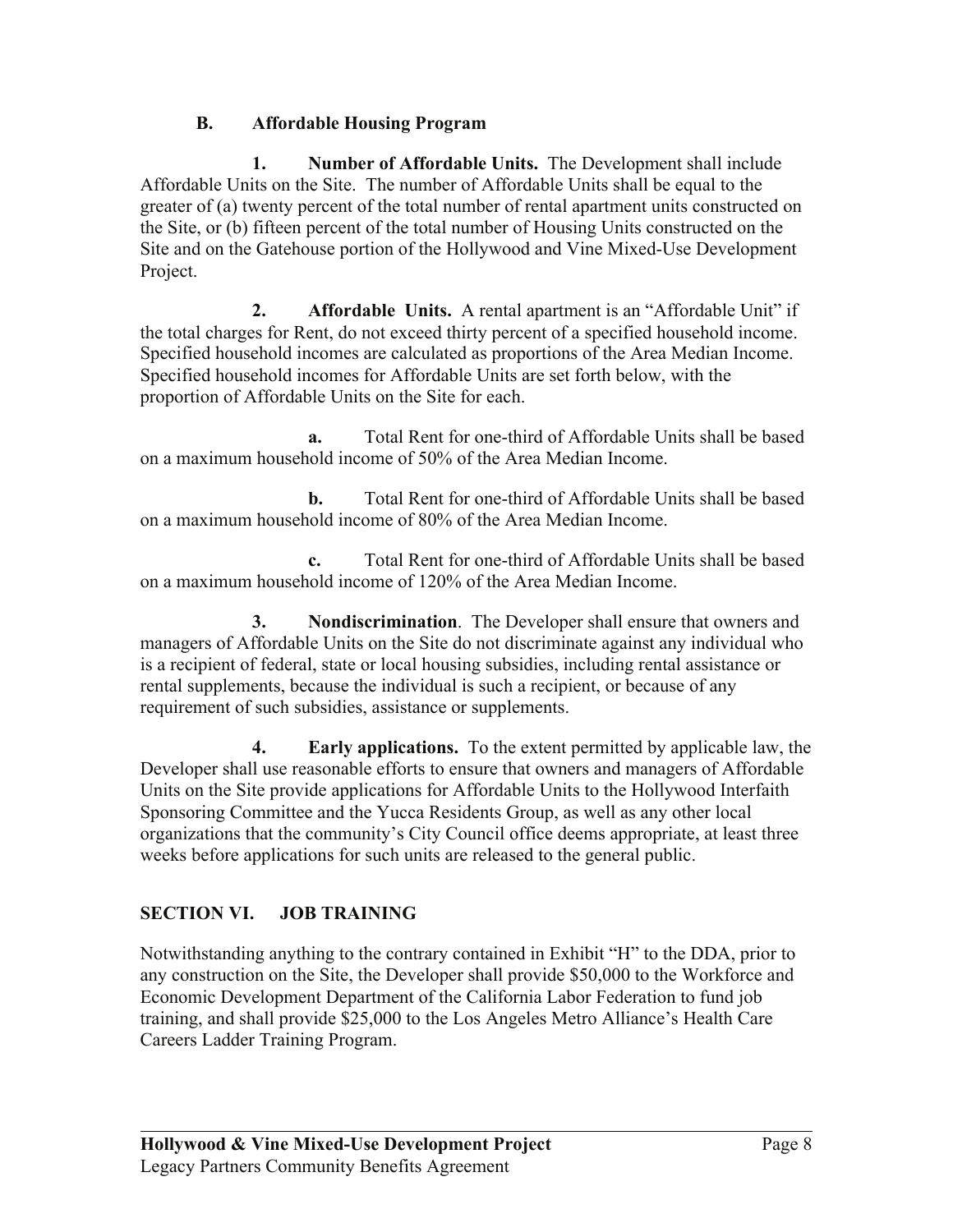### B. Affordable Housing Program

**1. Number of Affordable Units.** The Development shall include Affordable Units on the Site. The number of Affordable Units shall be equal to the greater of (a) twenty percent of the total number of rental apartment units constructed on the Site, or (b) fifteen percent of the total number of Housing Units constructed on the Site and on the Gatehouse portion of the Hollywood and Vine Mixed-Use Development Project.

**2. Affordable Units.** A rental apartment is an "Affordable Unit" if the total charges for Rent, do not exceed thirty percent of a specified household income. Specified household incomes are calculated as proportions of the Area Median Income. Specified household incomes for Affordable Units are set forth below, with the proportion of Affordable Units on the Site for each.

**a.** Total Rent for one-third of Affordable Units shall be based on a maximum household income of 50% of the Area Median Income.

**b.** Total Rent for one-third of Affordable Units shall be based on a maximum household income of 80% of the Area Median Income.

**c.** Total Rent for one-third of Affordable Units shall be based on a maximum household income of 120% of the Area Median Income.

**3. Nondiscrimination**. The Developer shall ensure that owners and managers of Affordable Units on the Site do not discriminate against any individual who is a recipient of federal, state or local housing subsidies, including rental assistance or rental supplements, because the individual is such a recipient, or because of any requirement of such subsidies, assistance or supplements.

**4. Early applications.** To the extent permitted by applicable law, the Developer shall use reasonable efforts to ensure that owners and managers of Affordable Units on the Site provide applications for Affordable Units to the Hollywood Interfaith Sponsoring Committee and the Yucca Residents Group, as well as any other local organizations that the community's City Council office deems appropriate, at least three weeks before applications for such units are released to the general public.

## SECTION VI. JOB TRAINING

Notwithstanding anything to the contrary contained in Exhibit "H" to the DDA, prior to any construction on the Site, the Developer shall provide $50,000 to the Workforce and Economic Development Department of the California Labor Federation to fund job training, and shall provide $25,000 to the Los Angeles Metro Alliance's Health Care Careers Ladder Training Program.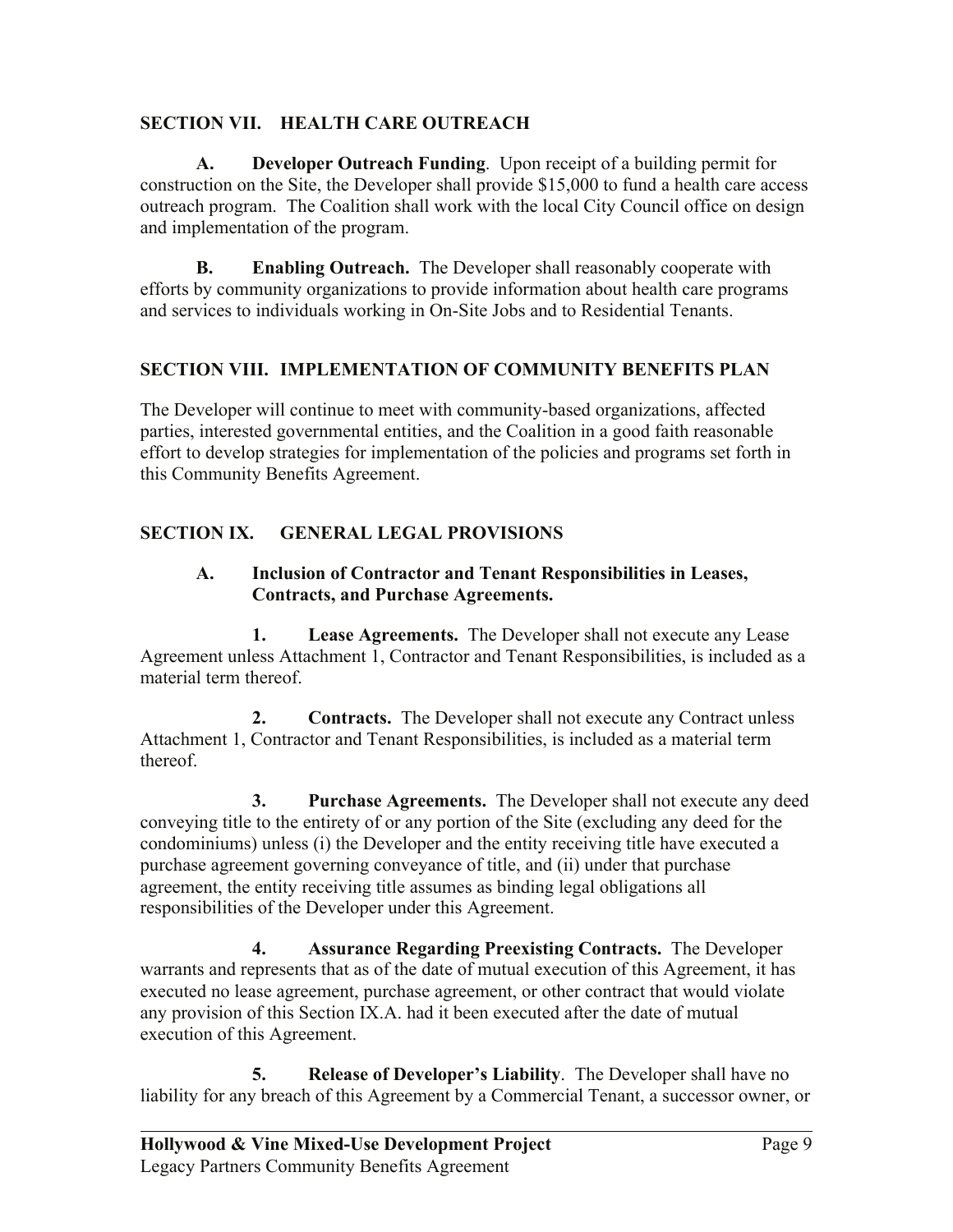## SECTION VII. HEALTH CARE OUTREACH

**A. Developer Outreach Funding**. Upon receipt of a building permit for construction on the Site, the Developer shall provide $15,000 to fund a health care access outreach program. The Coalition shall work with the local City Council office on design and implementation of the program.

**B. Enabling Outreach.** The Developer shall reasonably cooperate with efforts by community organizations to provide information about health care programs and services to individuals working in On-Site Jobs and to Residential Tenants.

## SECTION VIII. IMPLEMENTATION OF COMMUNITY BENEFITS PLAN

The Developer will continue to meet with community-based organizations, affected parties, interested governmental entities, and the Coalition in a good faith reasonable effort to develop strategies for implementation of the policies and programs set forth in this Community Benefits Agreement.

## SECTION IX. GENERAL LEGAL PROVISIONS

### A. Inclusion of Contractor and Tenant Responsibilities in Leases, Contracts, and Purchase Agreements.

**1. Lease Agreements.** The Developer shall not execute any Lease Agreement unless Attachment 1, Contractor and Tenant Responsibilities, is included as a material term thereof.

**2. Contracts.** The Developer shall not execute any Contract unless Attachment 1, Contractor and Tenant Responsibilities, is included as a material term thereof.

**3. Purchase Agreements.** The Developer shall not execute any deed conveying title to the entirety of or any portion of the Site (excluding any deed for the condominiums) unless (i) the Developer and the entity receiving title have executed a purchase agreement governing conveyance of title, and (ii) under that purchase agreement, the entity receiving title assumes as binding legal obligations all responsibilities of the Developer under this Agreement.

**4. Assurance Regarding Preexisting Contracts.** The Developer warrants and represents that as of the date of mutual execution of this Agreement, it has executed no lease agreement, purchase agreement, or other contract that would violate any provision of this Section IX.A. had it been executed after the date of mutual execution of this Agreement.

**5. Release of Developer's Liability**. The Developer shall have no liability for any breach of this Agreement by a Commercial Tenant, a successor owner, or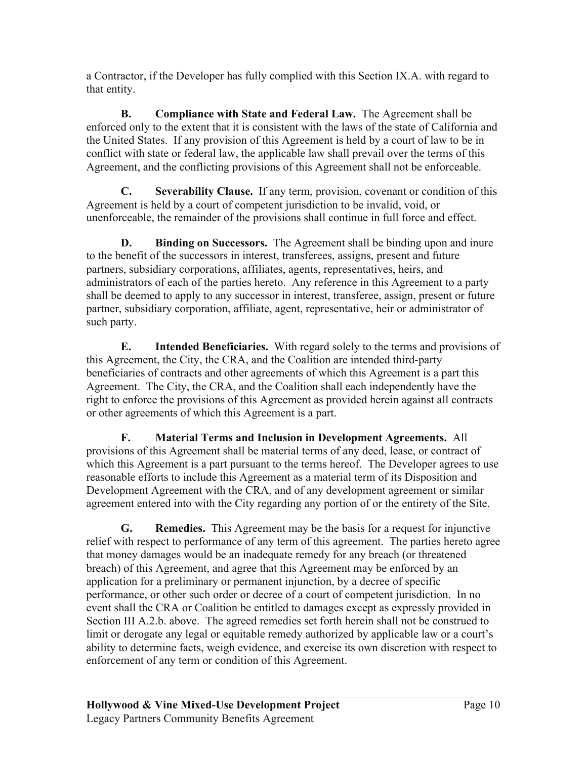a Contractor, if the Developer has fully complied with this Section IX.A. with regard to that entity.

**B. Compliance with State and Federal Law.** The Agreement shall be enforced only to the extent that it is consistent with the laws of the state of California and the United States. If any provision of this Agreement is held by a court of law to be in conflict with state or federal law, the applicable law shall prevail over the terms of this Agreement, and the conflicting provisions of this Agreement shall not be enforceable.

**C. Severability Clause.** If any term, provision, covenant or condition of this Agreement is held by a court of competent jurisdiction to be invalid, void, or unenforceable, the remainder of the provisions shall continue in full force and effect.

**D. Binding on Successors.** The Agreement shall be binding upon and inure to the benefit of the successors in interest, transferees, assigns, present and future partners, subsidiary corporations, affiliates, agents, representatives, heirs, and administrators of each of the parties hereto. Any reference in this Agreement to a party shall be deemed to apply to any successor in interest, transferee, assign, present or future partner, subsidiary corporation, affiliate, agent, representative, heir or administrator of such party.

**E. Intended Beneficiaries.** With regard solely to the terms and provisions of this Agreement, the City, the CRA, and the Coalition are intended third-party beneficiaries of contracts and other agreements of which this Agreement is a part this Agreement. The City, the CRA, and the Coalition shall each independently have the right to enforce the provisions of this Agreement as provided herein against all contracts or other agreements of which this Agreement is a part.

**F. Material Terms and Inclusion in Development Agreements.** All provisions of this Agreement shall be material terms of any deed, lease, or contract of which this Agreement is a part pursuant to the terms hereof. The Developer agrees to use reasonable efforts to include this Agreement as a material term of its Disposition and Development Agreement with the CRA, and of any development agreement or similar agreement entered into with the City regarding any portion of or the entirety of the Site.

**G. Remedies.** This Agreement may be the basis for a request for injunctive relief with respect to performance of any term of this agreement. The parties hereto agree that money damages would be an inadequate remedy for any breach (or threatened breach) of this Agreement, and agree that this Agreement may be enforced by an application for a preliminary or permanent injunction, by a decree of specific performance, or other such order or decree of a court of competent jurisdiction. In no event shall the CRA or Coalition be entitled to damages except as expressly provided in Section III A.2.b. above. The agreed remedies set forth herein shall not be construed to limit or derogate any legal or equitable remedy authorized by applicable law or a court's ability to determine facts, weigh evidence, and exercise its own discretion with respect to enforcement of any term or condition of this Agreement.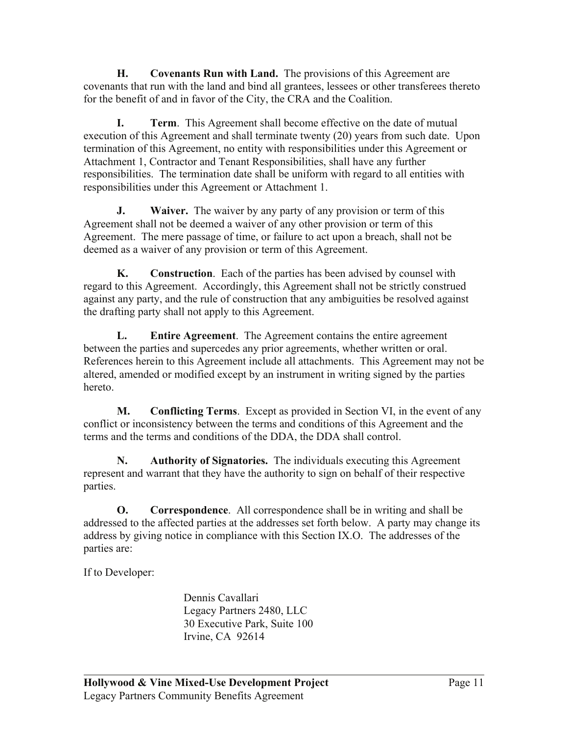**H. Covenants Run with Land.** The provisions of this Agreement are covenants that run with the land and bind all grantees, lessees or other transferees thereto for the benefit of and in favor of the City, the CRA and the Coalition.

**I. Term**. This Agreement shall become effective on the date of mutual execution of this Agreement and shall terminate twenty (20) years from such date. Upon termination of this Agreement, no entity with responsibilities under this Agreement or Attachment 1, Contractor and Tenant Responsibilities, shall have any further responsibilities. The termination date shall be uniform with regard to all entities with responsibilities under this Agreement or Attachment 1.

**J. Waiver.** The waiver by any party of any provision or term of this Agreement shall not be deemed a waiver of any other provision or term of this Agreement. The mere passage of time, or failure to act upon a breach, shall not be deemed as a waiver of any provision or term of this Agreement.

**K. Construction**. Each of the parties has been advised by counsel with regard to this Agreement. Accordingly, this Agreement shall not be strictly construed against any party, and the rule of construction that any ambiguities be resolved against the drafting party shall not apply to this Agreement.

**L. Entire Agreement**. The Agreement contains the entire agreement between the parties and supercedes any prior agreements, whether written or oral. References herein to this Agreement include all attachments. This Agreement may not be altered, amended or modified except by an instrument in writing signed by the parties hereto.

**M. Conflicting Terms**. Except as provided in Section VI, in the event of any conflict or inconsistency between the terms and conditions of this Agreement and the terms and the terms and conditions of the DDA, the DDA shall control.

**N. Authority of Signatories.** The individuals executing this Agreement represent and warrant that they have the authority to sign on behalf of their respective parties.

**O. Correspondence**. All correspondence shall be in writing and shall be addressed to the affected parties at the addresses set forth below. A party may change its address by giving notice in compliance with this Section IX.O. The addresses of the parties are:

If to Developer:

Dennis Cavallari
Legacy Partners 2480, LLC
30 Executive Park, Suite 100
Irvine, CA 92614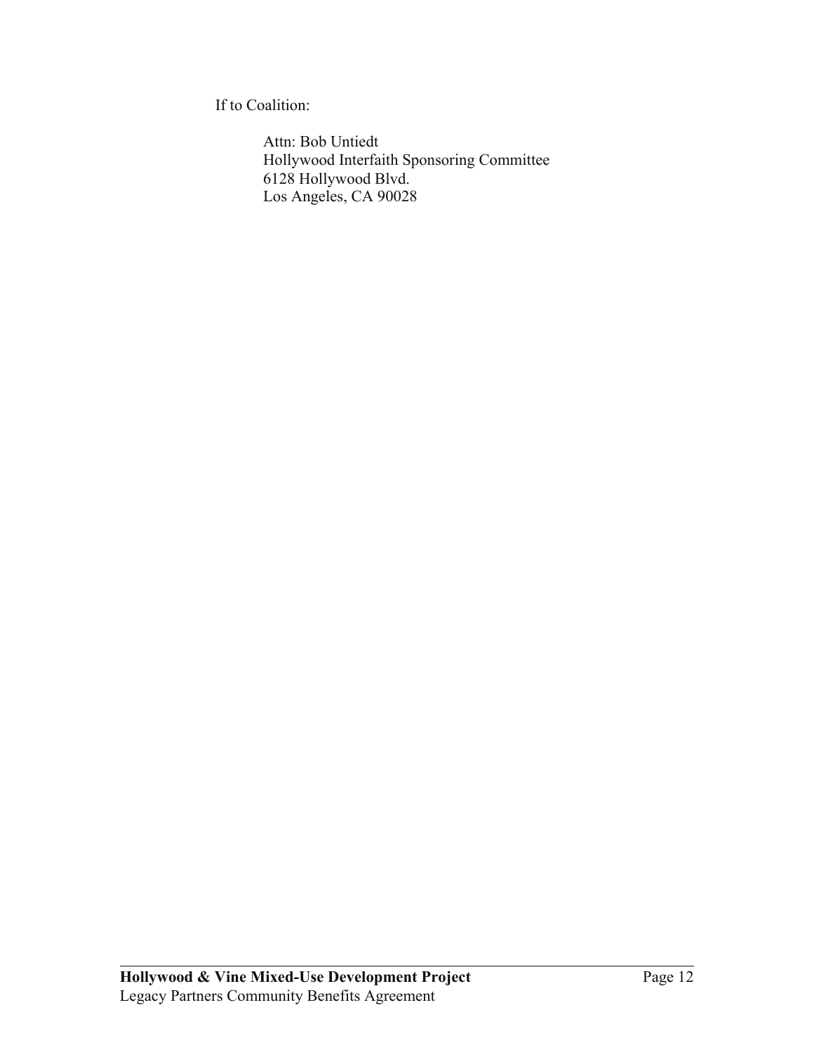If to Coalition:

Attn: Bob Untiedt
Hollywood Interfaith Sponsoring Committee
6128 Hollywood Blvd.
Los Angeles, CA 90028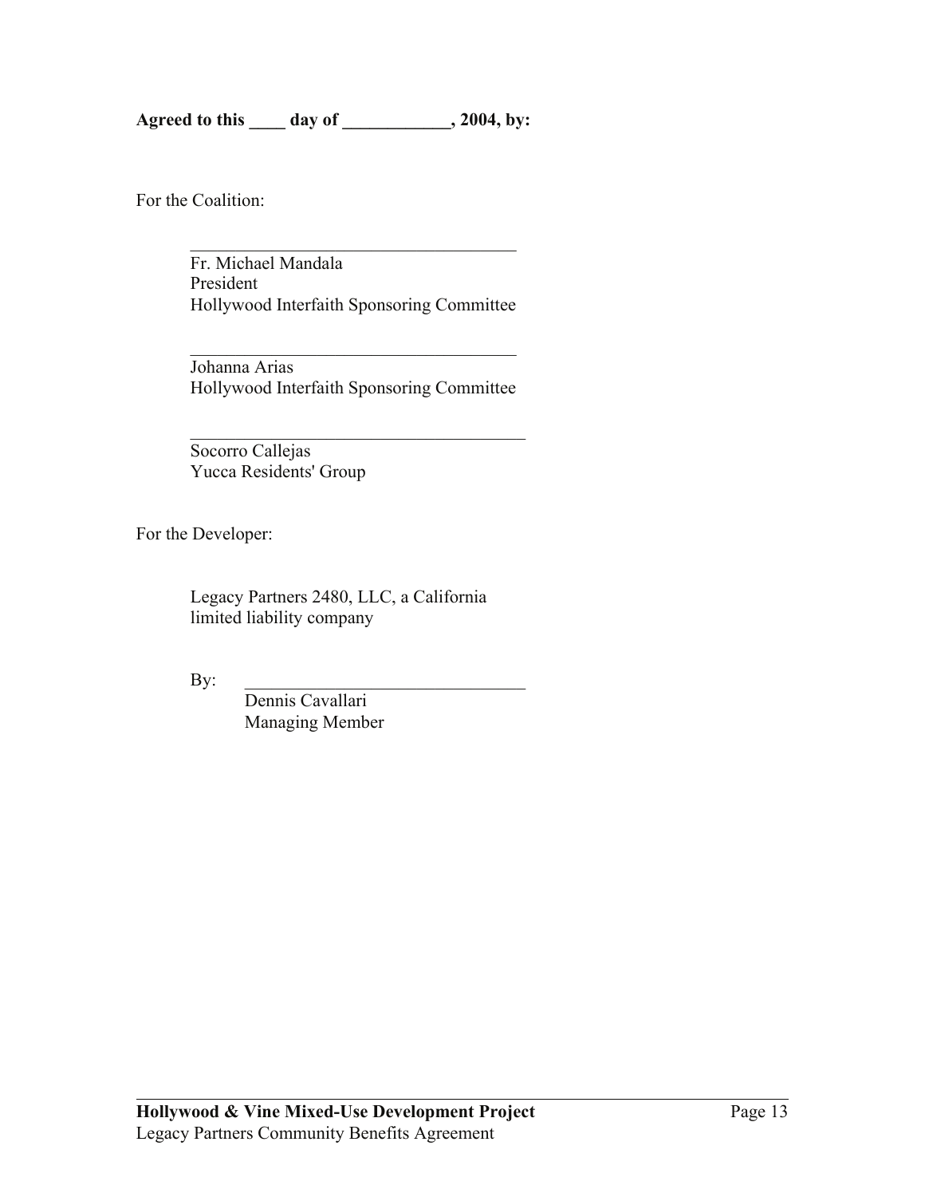**Agreed to this \_\_\_\_ day of \_\_\_\_\_\_\_\_\_\_\_\_, 2004, by:**

For the Coalition:

\_\_\_\_\_\_\_\_\_\_\_\_\_\_\_\_\_\_\_\_\_\_\_\_\_\_\_\_\_\_\_\_\_\_\_\_\_\_
Fr. Michael Mandala
President
Hollywood Interfaith Sponsoring Committee

\_\_\_\_\_\_\_\_\_\_\_\_\_\_\_\_\_\_\_\_\_\_\_\_\_\_\_\_\_\_\_\_\_\_\_\_\_\_
Johanna Arias
Hollywood Interfaith Sponsoring Committee

\_\_\_\_\_\_\_\_\_\_\_\_\_\_\_\_\_\_\_\_\_\_\_\_\_\_\_\_\_\_\_\_\_\_\_\_\_\_
Socorro Callejas
Yucca Residents' Group

For the Developer:

Legacy Partners 2480, LLC, a California limited liability company

By: \_\_\_\_\_\_\_\_\_\_\_\_\_\_\_\_\_\_\_\_\_\_\_\_\_\_\_\_\_\_\_\_
Dennis Cavallari
Managing Member